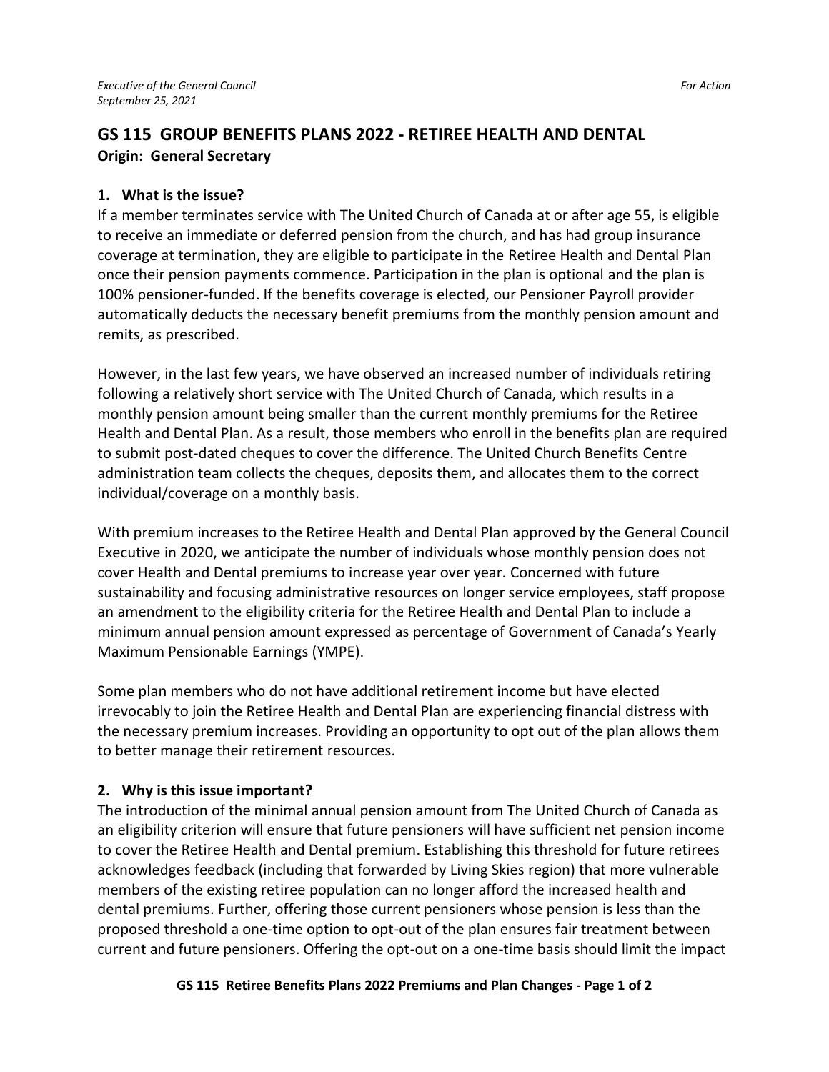*Executive of the General Council* *For Action*
*September 25, 2021*

## GS 115 GROUP BENEFITS PLANS 2022 - RETIREE HEALTH AND DENTAL

**Origin: General Secretary**

### 1. What is the issue?

If a member terminates service with The United Church of Canada at or after age 55, is eligible to receive an immediate or deferred pension from the church, and has had group insurance coverage at termination, they are eligible to participate in the Retiree Health and Dental Plan once their pension payments commence. Participation in the plan is optional and the plan is 100% pensioner-funded. If the benefits coverage is elected, our Pensioner Payroll provider automatically deducts the necessary benefit premiums from the monthly pension amount and remits, as prescribed.

However, in the last few years, we have observed an increased number of individuals retiring following a relatively short service with The United Church of Canada, which results in a monthly pension amount being smaller than the current monthly premiums for the Retiree Health and Dental Plan. As a result, those members who enroll in the benefits plan are required to submit post-dated cheques to cover the difference. The United Church Benefits Centre administration team collects the cheques, deposits them, and allocates them to the correct individual/coverage on a monthly basis.

With premium increases to the Retiree Health and Dental Plan approved by the General Council Executive in 2020, we anticipate the number of individuals whose monthly pension does not cover Health and Dental premiums to increase year over year. Concerned with future sustainability and focusing administrative resources on longer service employees, staff propose an amendment to the eligibility criteria for the Retiree Health and Dental Plan to include a minimum annual pension amount expressed as percentage of Government of Canada's Yearly Maximum Pensionable Earnings (YMPE).

Some plan members who do not have additional retirement income but have elected irrevocably to join the Retiree Health and Dental Plan are experiencing financial distress with the necessary premium increases. Providing an opportunity to opt out of the plan allows them to better manage their retirement resources.

### 2. Why is this issue important?

The introduction of the minimal annual pension amount from The United Church of Canada as an eligibility criterion will ensure that future pensioners will have sufficient net pension income to cover the Retiree Health and Dental premium. Establishing this threshold for future retirees acknowledges feedback (including that forwarded by Living Skies region) that more vulnerable members of the existing retiree population can no longer afford the increased health and dental premiums. Further, offering those current pensioners whose pension is less than the proposed threshold a one-time option to opt-out of the plan ensures fair treatment between current and future pensioners. Offering the opt-out on a one-time basis should limit the impact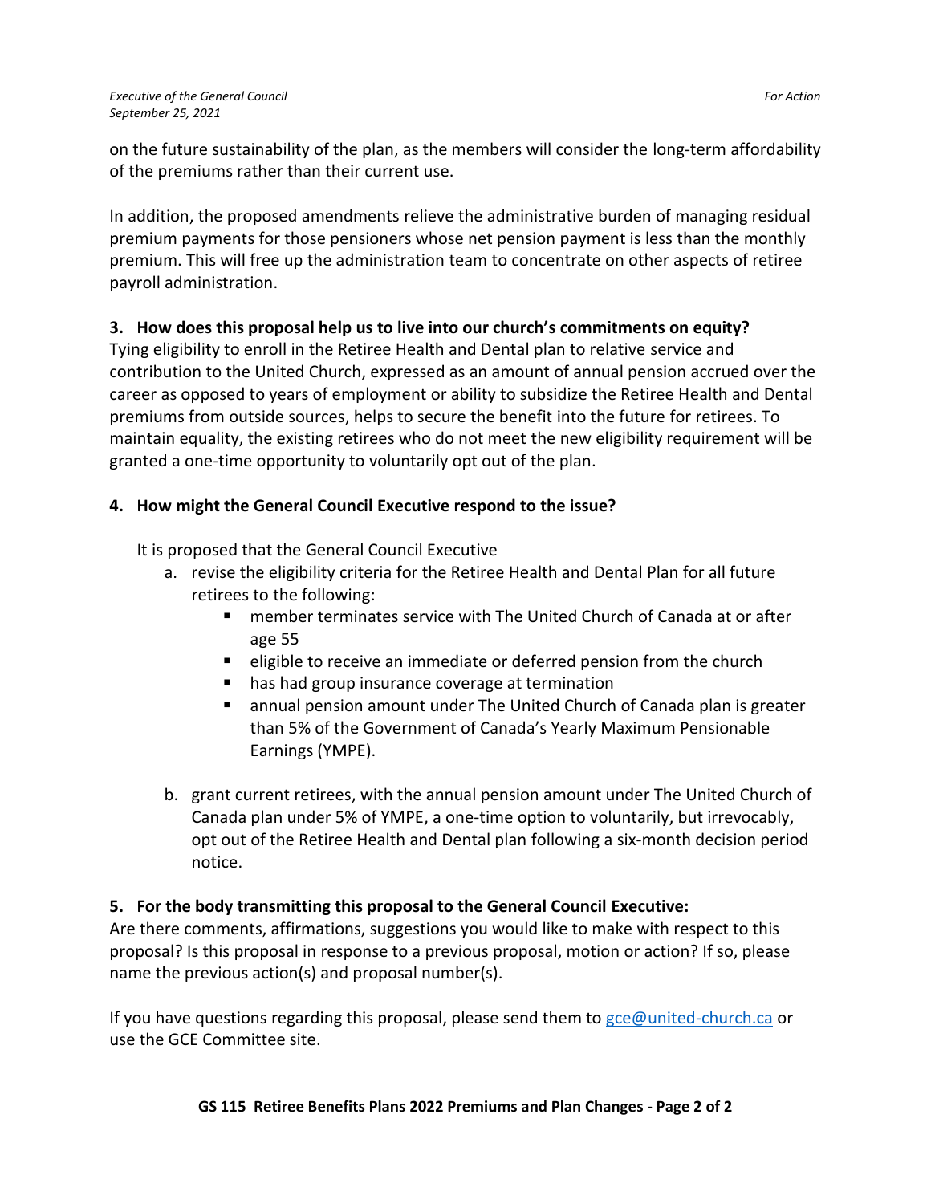on the future sustainability of the plan, as the members will consider the long-term affordability of the premiums rather than their current use.

In addition, the proposed amendments relieve the administrative burden of managing residual premium payments for those pensioners whose net pension payment is less than the monthly premium. This will free up the administration team to concentrate on other aspects of retiree payroll administration.

## 3. How does this proposal help us to live into our church's commitments on equity?

Tying eligibility to enroll in the Retiree Health and Dental plan to relative service and contribution to the United Church, expressed as an amount of annual pension accrued over the career as opposed to years of employment or ability to subsidize the Retiree Health and Dental premiums from outside sources, helps to secure the benefit into the future for retirees. To maintain equality, the existing retirees who do not meet the new eligibility requirement will be granted a one-time opportunity to voluntarily opt out of the plan.

## 4. How might the General Council Executive respond to the issue?

It is proposed that the General Council Executive

a. revise the eligibility criteria for the Retiree Health and Dental Plan for all future retirees to the following:
   - member terminates service with The United Church of Canada at or after age 55
   - eligible to receive an immediate or deferred pension from the church
   - has had group insurance coverage at termination
   - annual pension amount under The United Church of Canada plan is greater than 5% of the Government of Canada's Yearly Maximum Pensionable Earnings (YMPE).

b. grant current retirees, with the annual pension amount under The United Church of Canada plan under 5% of YMPE, a one-time option to voluntarily, but irrevocably, opt out of the Retiree Health and Dental plan following a six-month decision period notice.

## 5. For the body transmitting this proposal to the General Council Executive:

Are there comments, affirmations, suggestions you would like to make with respect to this proposal? Is this proposal in response to a previous proposal, motion or action? If so, please name the previous action(s) and proposal number(s).

If you have questions regarding this proposal, please send them to gce@united-church.ca or use the GCE Committee site.